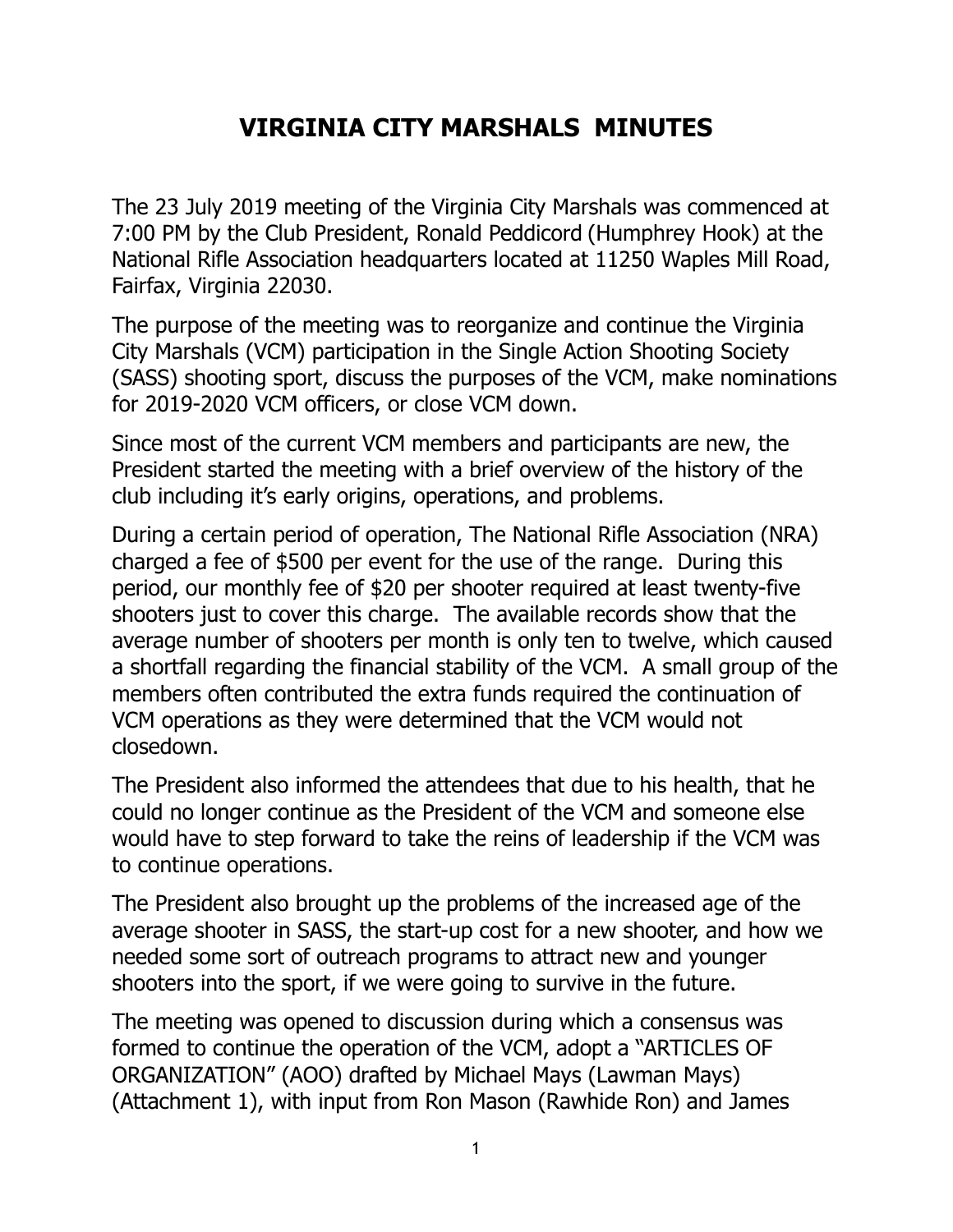# VIRGINIA CITY MARSHALS MINUTES

The 23 July 2019 meeting of the Virginia City Marshals was commenced at 7:00 PM by the Club President, Ronald Peddicord (Humphrey Hook) at the National Rifle Association headquarters located at 11250 Waples Mill Road, Fairfax, Virginia 22030.

The purpose of the meeting was to reorganize and continue the Virginia City Marshals (VCM) participation in the Single Action Shooting Society (SASS) shooting sport, discuss the purposes of the VCM, make nominations for 2019-2020 VCM officers, or close VCM down.

Since most of the current VCM members and participants are new, the President started the meeting with a brief overview of the history of the club including it's early origins, operations, and problems.

During a certain period of operation, The National Rifle Association (NRA) charged a fee of $500 per event for the use of the range. During this period, our monthly fee of $20 per shooter required at least twenty-five shooters just to cover this charge. The available records show that the average number of shooters per month is only ten to twelve, which caused a shortfall regarding the financial stability of the VCM. A small group of the members often contributed the extra funds required the continuation of VCM operations as they were determined that the VCM would not closedown.

The President also informed the attendees that due to his health, that he could no longer continue as the President of the VCM and someone else would have to step forward to take the reins of leadership if the VCM was to continue operations.

The President also brought up the problems of the increased age of the average shooter in SASS, the start-up cost for a new shooter, and how we needed some sort of outreach programs to attract new and younger shooters into the sport, if we were going to survive in the future.

The meeting was opened to discussion during which a consensus was formed to continue the operation of the VCM, adopt a "ARTICLES OF ORGANIZATION" (AOO) drafted by Michael Mays (Lawman Mays) (Attachment 1), with input from Ron Mason (Rawhide Ron) and James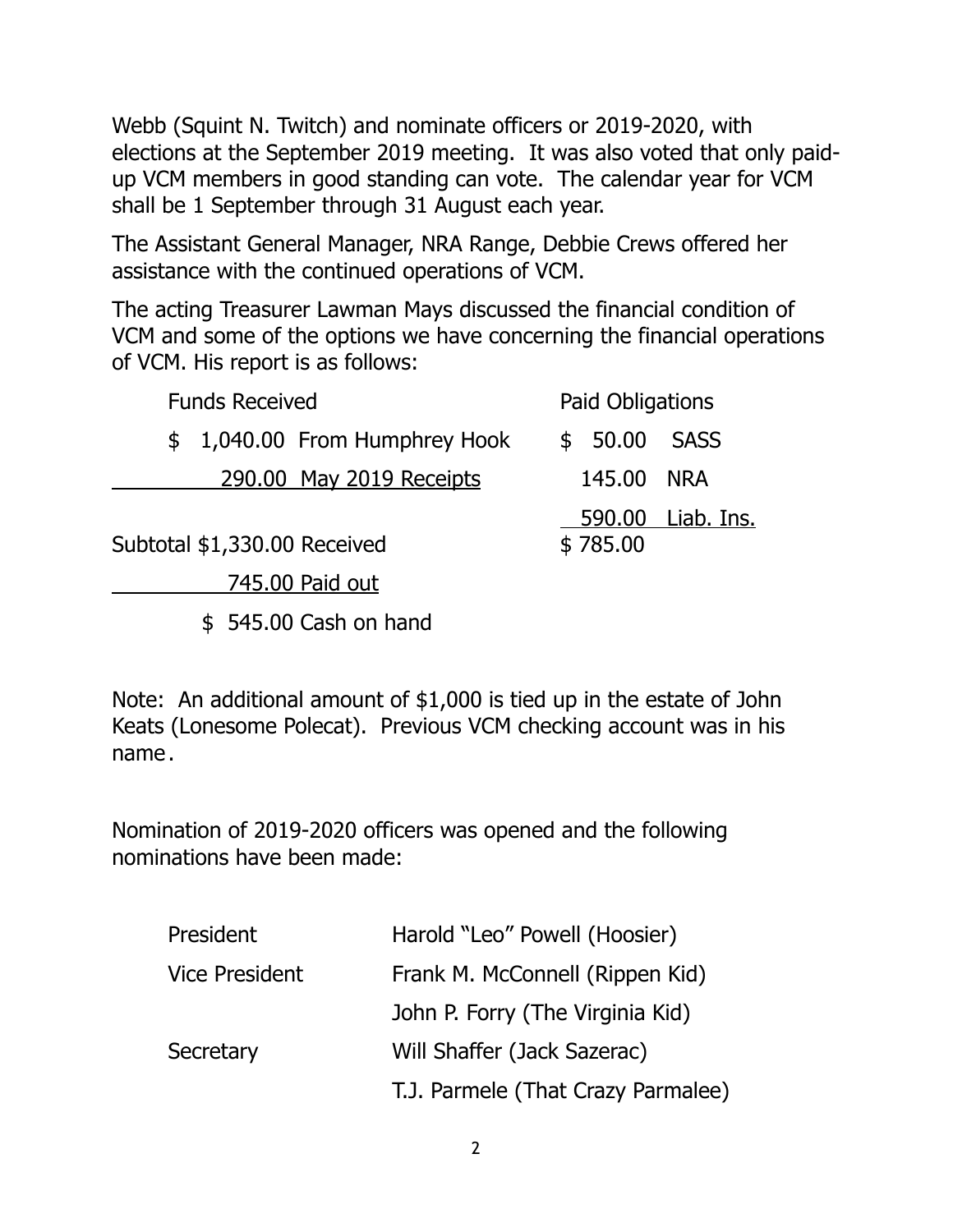Webb (Squint N. Twitch) and nominate officers or 2019-2020, with elections at the September 2019 meeting. It was also voted that only paid-up VCM members in good standing can vote. The calendar year for VCM shall be 1 September through 31 August each year.

The Assistant General Manager, NRA Range, Debbie Crews offered her assistance with the continued operations of VCM.

The acting Treasurer Lawman Mays discussed the financial condition of VCM and some of the options we have concerning the financial operations of VCM. His report is as follows:

| Funds Received | | Paid Obligations | |
|---|---|---|---|
| $ 1,040.00 | From Humphrey Hook | $ 50.00 | SASS |
| 290.00 | May 2019 Receipts | 145.00 | NRA |
| | | 590.00 | Liab. Ins. |
| Subtotal $1,330.00 | Received | $ 785.00 | |
| 745.00 | Paid out | | |
| $ 545.00 | Cash on hand | | |

Note: An additional amount of $1,000 is tied up in the estate of John Keats (Lonesome Polecat). Previous VCM checking account was in his name.

Nomination of 2019-2020 officers was opened and the following nominations have been made:

| | |
|---|---|
| President | Harold "Leo" Powell (Hoosier) |
| Vice President | Frank M. McConnell (Rippen Kid) |
| | John P. Forry (The Virginia Kid) |
| Secretary | Will Shaffer (Jack Sazerac) |
| | T.J. Parmele (That Crazy Parmalee) |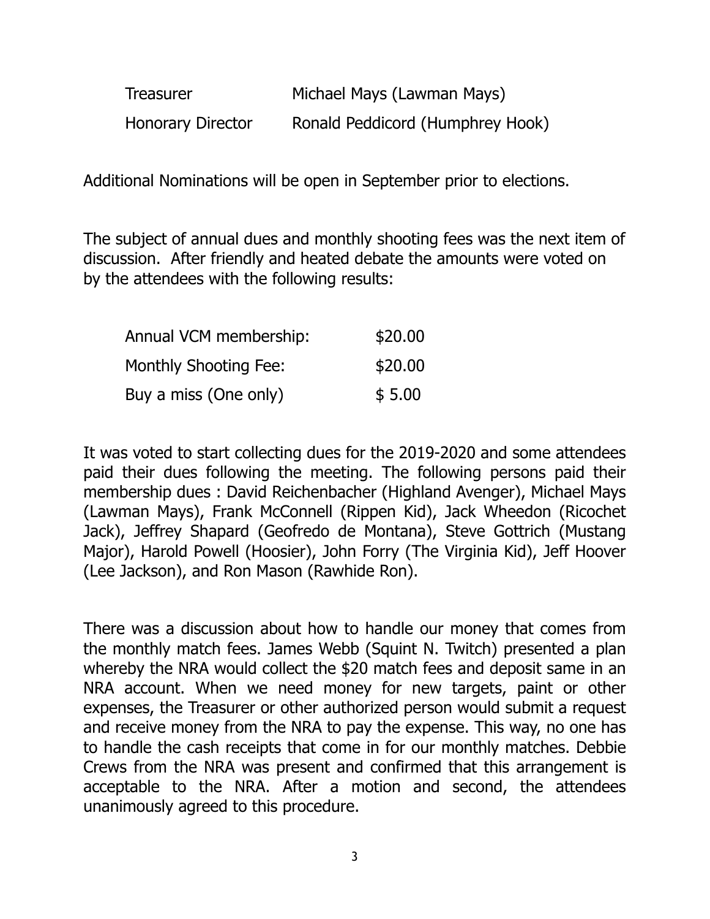| | |
|---|---|
| Treasurer | Michael Mays (Lawman Mays) |
| Honorary Director | Ronald Peddicord (Humphrey Hook) |

Additional Nominations will be open in September prior to elections.

The subject of annual dues and monthly shooting fees was the next item of discussion. After friendly and heated debate the amounts were voted on by the attendees with the following results:

| | |
|---|---|
| Annual VCM membership: | \$20.00 |
| Monthly Shooting Fee: | \$20.00 |
| Buy a miss (One only) | \$ 5.00 |

It was voted to start collecting dues for the 2019-2020 and some attendees paid their dues following the meeting. The following persons paid their membership dues : David Reichenbacher (Highland Avenger), Michael Mays (Lawman Mays), Frank McConnell (Rippen Kid), Jack Wheedon (Ricochet Jack), Jeffrey Shapard (Geofredo de Montana), Steve Gottrich (Mustang Major), Harold Powell (Hoosier), John Forry (The Virginia Kid), Jeff Hoover (Lee Jackson), and Ron Mason (Rawhide Ron).

There was a discussion about how to handle our money that comes from the monthly match fees. James Webb (Squint N. Twitch) presented a plan whereby the NRA would collect the \$20 match fees and deposit same in an NRA account. When we need money for new targets, paint or other expenses, the Treasurer or other authorized person would submit a request and receive money from the NRA to pay the expense. This way, no one has to handle the cash receipts that come in for our monthly matches. Debbie Crews from the NRA was present and confirmed that this arrangement is acceptable to the NRA. After a motion and second, the attendees unanimously agreed to this procedure.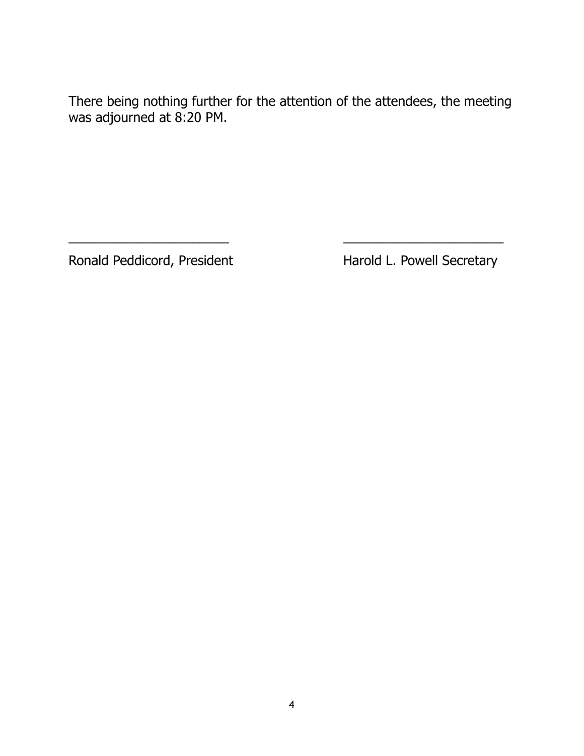There being nothing further for the attention of the attendees, the meeting was adjourned at 8:20 PM.

| | |
|---|---|
| _______________________ | _______________________ |
| Ronald Peddicord, President | Harold L. Powell Secretary |